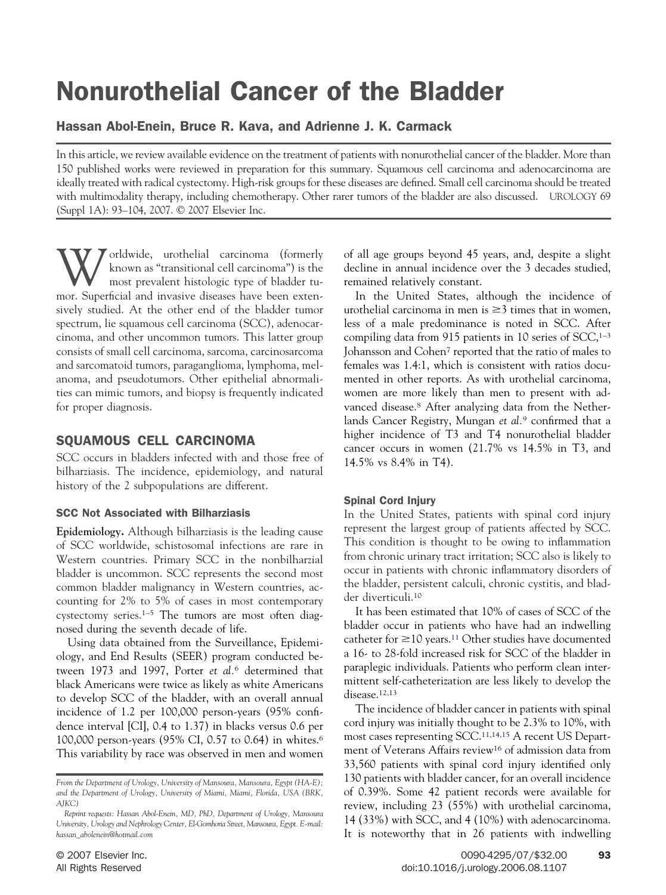# Nonurothelial Cancer of the Bladder

## Hassan Abol-Enein, Bruce R. Kava, and Adrienne J. K. Carmack

In this article, we review available evidence on the treatment of patients with nonurothelial cancer of the bladder. More than 150 published works were reviewed in preparation for this summary. Squamous cell carcinoma and adenocarcinoma are ideally treated with radical cystectomy. High-risk groups for these diseases are defined. Small cell carcinoma should be treated with multimodality therapy, including chemotherapy. Other rarer tumors of the bladder are also discussed. UROLOGY 69 (Suppl 1A): 93–104, 2007. © 2007 Elsevier Inc.

Worldwide, urothelial carcinoma (formerly known as "transitional cell carcinoma") is the most prevalent histologic type of bladder tumor. Superficial and invasive diseases have been extensively studied. At the other end of the bladder tumor spectrum, lie squamous cell carcinoma (SCC), adenocarcinoma, and other uncommon tumors. This latter group consists of small cell carcinoma, sarcoma, carcinosarcoma and sarcomatoid tumors, paraganglioma, lymphoma, melanoma, and pseudotumors. Other epithelial abnormalities can mimic tumors, and biopsy is frequently indicated for proper diagnosis.

## SQUAMOUS CELL CARCINOMA

SCC occurs in bladders infected with and those free of bilharziasis. The incidence, epidemiology, and natural history of the 2 subpopulations are different.

### SCC Not Associated with Bilharziasis

**Epidemiology.** Although bilharziasis is the leading cause of SCC worldwide, schistosomal infections are rare in Western countries. Primary SCC in the nonbilharzial bladder is uncommon. SCC represents the second most common bladder malignancy in Western countries, accounting for 2% to 5% of cases in most contemporary cystectomy series.[1–5] The tumors are most often diagnosed during the seventh decade of life.

Using data obtained from the Surveillance, Epidemiology, and End Results (SEER) program conducted between 1973 and 1997, Porter *et al.*[6] determined that black Americans were twice as likely as white Americans to develop SCC of the bladder, with an overall annual incidence of 1.2 per 100,000 person-years (95% confidence interval [CI], 0.4 to 1.37) in blacks versus 0.6 per 100,000 person-years (95% CI, 0.57 to 0.64) in whites.[6] This variability by race was observed in men and women of all age groups beyond 45 years, and, despite a slight decline in annual incidence over the 3 decades studied, remained relatively constant.

In the United States, although the incidence of urothelial carcinoma in men is ≥3 times that in women, less of a male predominance is noted in SCC. After compiling data from 915 patients in 10 series of SCC,[1–3] Johansson and Cohen[7] reported that the ratio of males to females was 1.4:1, which is consistent with ratios documented in other reports. As with urothelial carcinoma, women are more likely than men to present with advanced disease.[8] After analyzing data from the Netherlands Cancer Registry, Mungan *et al.*[9] confirmed that a higher incidence of T3 and T4 nonurothelial bladder cancer occurs in women (21.7% vs 14.5% in T3, and 14.5% vs 8.4% in T4).

### Spinal Cord Injury

In the United States, patients with spinal cord injury represent the largest group of patients affected by SCC. This condition is thought to be owing to inflammation from chronic urinary tract irritation; SCC also is likely to occur in patients with chronic inflammatory disorders of the bladder, persistent calculi, chronic cystitis, and bladder diverticuli.[10]

It has been estimated that 10% of cases of SCC of the bladder occur in patients who have had an indwelling catheter for ≥10 years.[11] Other studies have documented a 16- to 28-fold increased risk for SCC of the bladder in paraplegic individuals. Patients who perform clean intermittent self-catheterization are less likely to develop the disease.[12,13]

The incidence of bladder cancer in patients with spinal cord injury was initially thought to be 2.3% to 10%, with most cases representing SCC.[11,14,15] A recent US Department of Veterans Affairs review[16] of admission data from 33,560 patients with spinal cord injury identified only 130 patients with bladder cancer, for an overall incidence of 0.39%. Some 42 patient records were available for review, including 23 (55%) with urothelial carcinoma, 14 (33%) with SCC, and 4 (10%) with adenocarcinoma. It is noteworthy that in 26 patients with indwelling

*From the Department of Urology, University of Mansoura, Mansoura, Egypt (HA-E); and the Department of Urology, University of Miami, Miami, Florida, USA (BRK, AJKC)*

*Reprint requests: Hassan Abol-Enein, MD, PhD, Department of Urology, Mansoura University, Urology and Nephrology Center, El-Gomhoria Street, Mansoura, Egypt. E-mail: hassan_abolenein@hotmail.com*

© 2007 Elsevier Inc. All Rights Reserved

0090-4295/07/$32.00 doi:10.1016/j.urology.2006.08.1107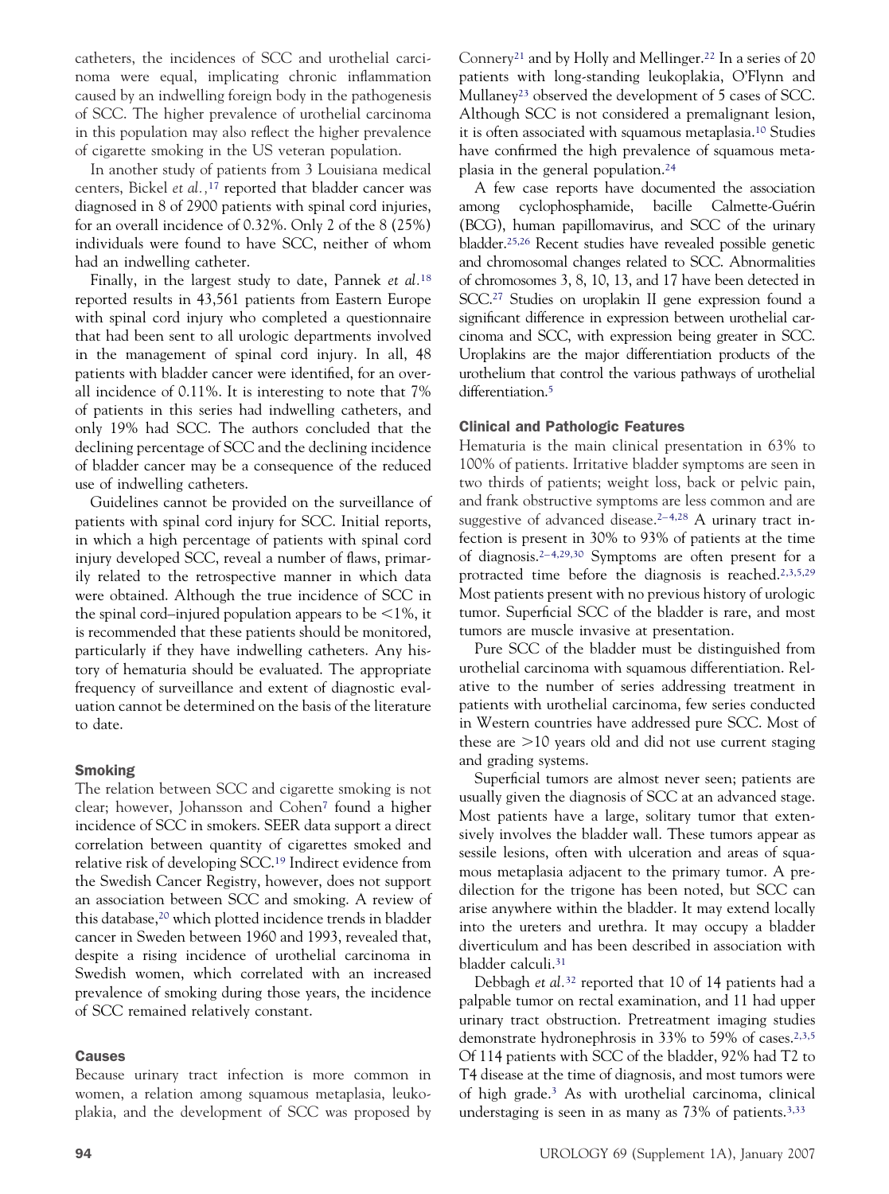catheters, the incidences of SCC and urothelial carcinoma were equal, implicating chronic inflammation caused by an indwelling foreign body in the pathogenesis of SCC. The higher prevalence of urothelial carcinoma in this population may also reflect the higher prevalence of cigarette smoking in the US veteran population.

In another study of patients from 3 Louisiana medical centers, Bickel *et al.*,[17] reported that bladder cancer was diagnosed in 8 of 2900 patients with spinal cord injuries, for an overall incidence of 0.32%. Only 2 of the 8 (25%) individuals were found to have SCC, neither of whom had an indwelling catheter.

Finally, in the largest study to date, Pannek *et al.*[18] reported results in 43,561 patients from Eastern Europe with spinal cord injury who completed a questionnaire that had been sent to all urologic departments involved in the management of spinal cord injury. In all, 48 patients with bladder cancer were identified, for an overall incidence of 0.11%. It is interesting to note that 7% of patients in this series had indwelling catheters, and only 19% had SCC. The authors concluded that the declining percentage of SCC and the declining incidence of bladder cancer may be a consequence of the reduced use of indwelling catheters.

Guidelines cannot be provided on the surveillance of patients with spinal cord injury for SCC. Initial reports, in which a high percentage of patients with spinal cord injury developed SCC, reveal a number of flaws, primarily related to the retrospective manner in which data were obtained. Although the true incidence of SCC in the spinal cord–injured population appears to be <1%, it is recommended that these patients should be monitored, particularly if they have indwelling catheters. Any history of hematuria should be evaluated. The appropriate frequency of surveillance and extent of diagnostic evaluation cannot be determined on the basis of the literature to date.

### Smoking

The relation between SCC and cigarette smoking is not clear; however, Johansson and Cohen[7] found a higher incidence of SCC in smokers. SEER data support a direct correlation between quantity of cigarettes smoked and relative risk of developing SCC.[19] Indirect evidence from the Swedish Cancer Registry, however, does not support an association between SCC and smoking. A review of this database,[20] which plotted incidence trends in bladder cancer in Sweden between 1960 and 1993, revealed that, despite a rising incidence of urothelial carcinoma in Swedish women, which correlated with an increased prevalence of smoking during those years, the incidence of SCC remained relatively constant.

### Causes

Because urinary tract infection is more common in women, a relation among squamous metaplasia, leukoplakia, and the development of SCC was proposed by Connery[21] and by Holly and Mellinger.[22] In a series of 20 patients with long-standing leukoplakia, O'Flynn and Mullaney[23] observed the development of 5 cases of SCC. Although SCC is not considered a premalignant lesion, it is often associated with squamous metaplasia.[10] Studies have confirmed the high prevalence of squamous metaplasia in the general population.[24]

A few case reports have documented the association among cyclophosphamide, bacille Calmette-Guérin (BCG), human papillomavirus, and SCC of the urinary bladder.[25,26] Recent studies have revealed possible genetic and chromosomal changes related to SCC. Abnormalities of chromosomes 3, 8, 10, 13, and 17 have been detected in SCC.[27] Studies on uroplakin II gene expression found a significant difference in expression between urothelial carcinoma and SCC, with expression being greater in SCC. Uroplakins are the major differentiation products of the urothelium that control the various pathways of urothelial differentiation.[5]

### Clinical and Pathologic Features

Hematuria is the main clinical presentation in 63% to 100% of patients. Irritative bladder symptoms are seen in two thirds of patients; weight loss, back or pelvic pain, and frank obstructive symptoms are less common and are suggestive of advanced disease.[2–4,28] A urinary tract infection is present in 30% to 93% of patients at the time of diagnosis.[2–4,29,30] Symptoms are often present for a protracted time before the diagnosis is reached.[2,3,5,29] Most patients present with no previous history of urologic tumor. Superficial SCC of the bladder is rare, and most tumors are muscle invasive at presentation.

Pure SCC of the bladder must be distinguished from urothelial carcinoma with squamous differentiation. Relative to the number of series addressing treatment in patients with urothelial carcinoma, few series conducted in Western countries have addressed pure SCC. Most of these are >10 years old and did not use current staging and grading systems.

Superficial tumors are almost never seen; patients are usually given the diagnosis of SCC at an advanced stage. Most patients have a large, solitary tumor that extensively involves the bladder wall. These tumors appear as sessile lesions, often with ulceration and areas of squamous metaplasia adjacent to the primary tumor. A predilection for the trigone has been noted, but SCC can arise anywhere within the bladder. It may extend locally into the ureters and urethra. It may occupy a bladder diverticulum and has been described in association with bladder calculi.[31]

Debbagh *et al.*[32] reported that 10 of 14 patients had a palpable tumor on rectal examination, and 11 had upper urinary tract obstruction. Pretreatment imaging studies demonstrate hydronephrosis in 33% to 59% of cases.[2,3,5] Of 114 patients with SCC of the bladder, 92% had T2 to T4 disease at the time of diagnosis, and most tumors were of high grade.[3] As with urothelial carcinoma, clinical understaging is seen in as many as 73% of patients.[3,33]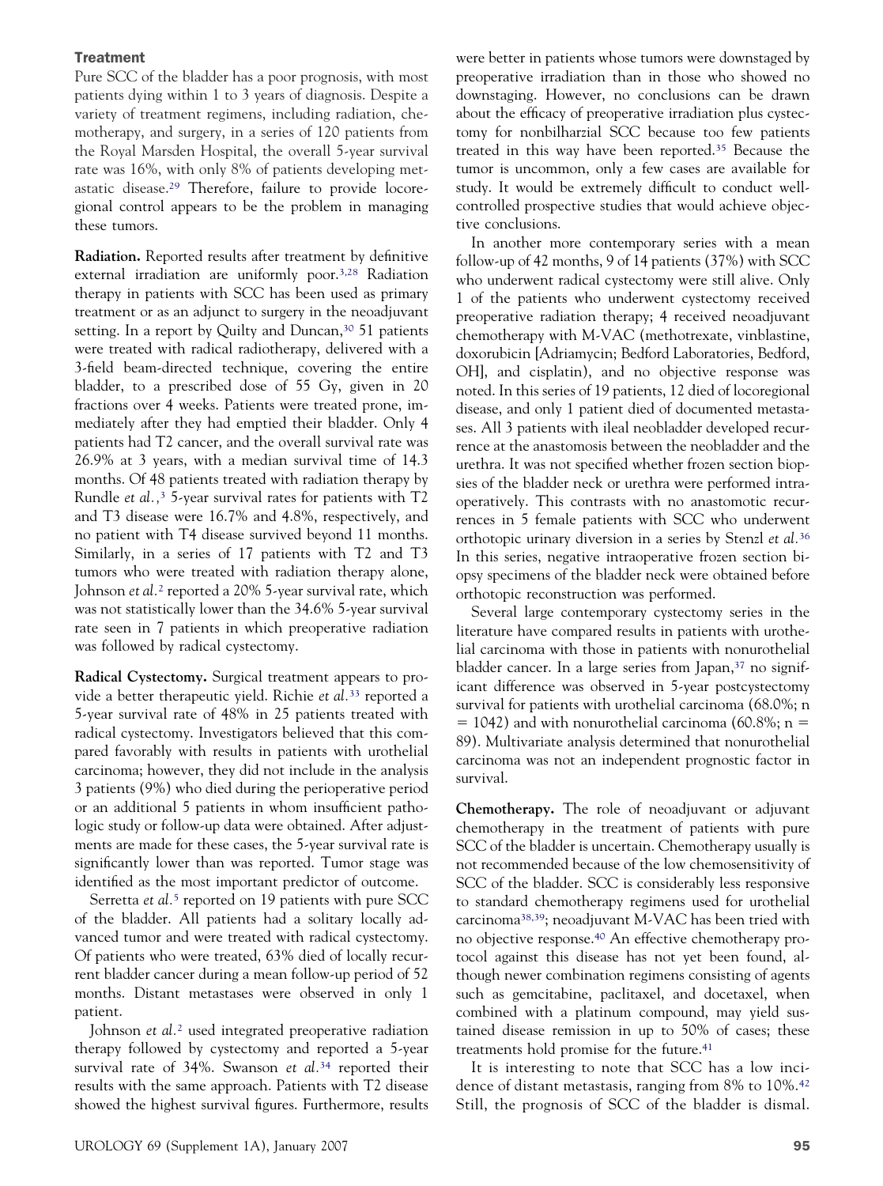### Treatment

Pure SCC of the bladder has a poor prognosis, with most patients dying within 1 to 3 years of diagnosis. Despite a variety of treatment regimens, including radiation, chemotherapy, and surgery, in a series of 120 patients from the Royal Marsden Hospital, the overall 5-year survival rate was 16%, with only 8% of patients developing metastatic disease.[29] Therefore, failure to provide locoregional control appears to be the problem in managing these tumors.

**Radiation.** Reported results after treatment by definitive external irradiation are uniformly poor.[3,28] Radiation therapy in patients with SCC has been used as primary treatment or as an adjunct to surgery in the neoadjuvant setting. In a report by Quilty and Duncan,[30] 51 patients were treated with radical radiotherapy, delivered with a 3-field beam-directed technique, covering the entire bladder, to a prescribed dose of 55 Gy, given in 20 fractions over 4 weeks. Patients were treated prone, immediately after they had emptied their bladder. Only 4 patients had T2 cancer, and the overall survival rate was 26.9% at 3 years, with a median survival time of 14.3 months. Of 48 patients treated with radiation therapy by Rundle *et al.*,[3] 5-year survival rates for patients with T2 and T3 disease were 16.7% and 4.8%, respectively, and no patient with T4 disease survived beyond 11 months. Similarly, in a series of 17 patients with T2 and T3 tumors who were treated with radiation therapy alone, Johnson *et al.*[2] reported a 20% 5-year survival rate, which was not statistically lower than the 34.6% 5-year survival rate seen in 7 patients in which preoperative radiation was followed by radical cystectomy.

**Radical Cystectomy.** Surgical treatment appears to provide a better therapeutic yield. Richie *et al.*[33] reported a 5-year survival rate of 48% in 25 patients treated with radical cystectomy. Investigators believed that this compared favorably with results in patients with urothelial carcinoma; however, they did not include in the analysis 3 patients (9%) who died during the perioperative period or an additional 5 patients in whom insufficient pathologic study or follow-up data were obtained. After adjustments are made for these cases, the 5-year survival rate is significantly lower than was reported. Tumor stage was identified as the most important predictor of outcome.

Serretta *et al.*[5] reported on 19 patients with pure SCC of the bladder. All patients had a solitary locally advanced tumor and were treated with radical cystectomy. Of patients who were treated, 63% died of locally recurrent bladder cancer during a mean follow-up period of 52 months. Distant metastases were observed in only 1 patient.

Johnson *et al.*[2] used integrated preoperative radiation therapy followed by cystectomy and reported a 5-year survival rate of 34%. Swanson *et al.*[34] reported their results with the same approach. Patients with T2 disease showed the highest survival figures. Furthermore, results were better in patients whose tumors were downstaged by preoperative irradiation than in those who showed no downstaging. However, no conclusions can be drawn about the efficacy of preoperative irradiation plus cystectomy for nonbilharzial SCC because too few patients treated in this way have been reported.[35] Because the tumor is uncommon, only a few cases are available for study. It would be extremely difficult to conduct well-controlled prospective studies that would achieve objective conclusions.

In another more contemporary series with a mean follow-up of 42 months, 9 of 14 patients (37%) with SCC who underwent radical cystectomy were still alive. Only 1 of the patients who underwent cystectomy received preoperative radiation therapy; 4 received neoadjuvant chemotherapy with M-VAC (methotrexate, vinblastine, doxorubicin [Adriamycin; Bedford Laboratories, Bedford, OH], and cisplatin), and no objective response was noted. In this series of 19 patients, 12 died of locoregional disease, and only 1 patient died of documented metastases. All 3 patients with ileal neobladder developed recurrence at the anastomosis between the neobladder and the urethra. It was not specified whether frozen section biopsies of the bladder neck or urethra were performed intraoperatively. This contrasts with no anastomotic recurrences in 5 female patients with SCC who underwent orthotopic urinary diversion in a series by Stenzl *et al.*[36] In this series, negative intraoperative frozen section biopsy specimens of the bladder neck were obtained before orthotopic reconstruction was performed.

Several large contemporary cystectomy series in the literature have compared results in patients with urothelial carcinoma with those in patients with nonurothelial bladder cancer. In a large series from Japan,[37] no significant difference was observed in 5-year postcystectomy survival for patients with urothelial carcinoma (68.0%; n = 1042) and with nonurothelial carcinoma (60.8%; n = 89). Multivariate analysis determined that nonurothelial carcinoma was not an independent prognostic factor in survival.

**Chemotherapy.** The role of neoadjuvant or adjuvant chemotherapy in the treatment of patients with pure SCC of the bladder is uncertain. Chemotherapy usually is not recommended because of the low chemosensitivity of SCC of the bladder. SCC is considerably less responsive to standard chemotherapy regimens used for urothelial carcinoma[38,39]; neoadjuvant M-VAC has been tried with no objective response.[40] An effective chemotherapy protocol against this disease has not yet been found, although newer combination regimens consisting of agents such as gemcitabine, paclitaxel, and docetaxel, when combined with a platinum compound, may yield sustained disease remission in up to 50% of cases; these treatments hold promise for the future.[41]

It is interesting to note that SCC has a low incidence of distant metastasis, ranging from 8% to 10%.[42] Still, the prognosis of SCC of the bladder is dismal.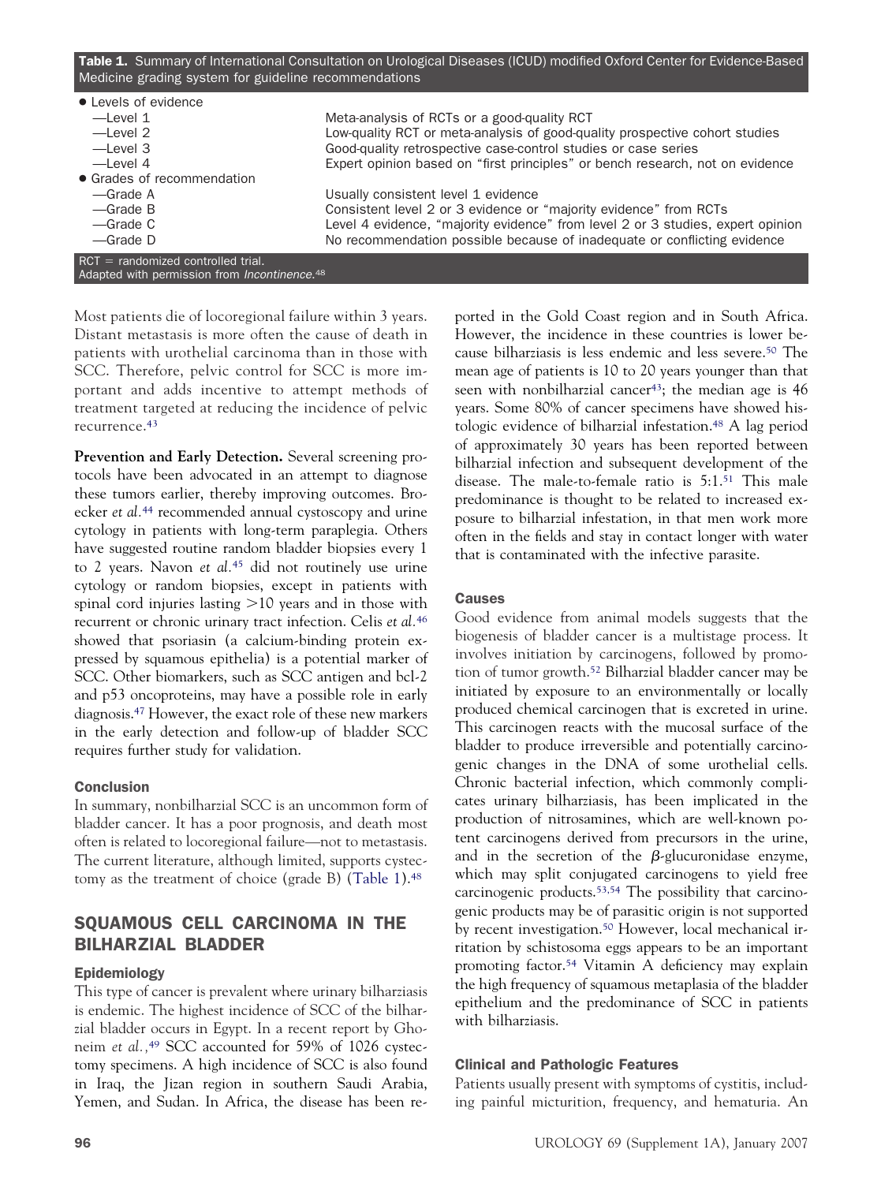**Table 1.** Summary of International Consultation on Urological Diseases (ICUD) modified Oxford Center for Evidence-Based Medicine grading system for guideline recommendations

| | |
|---|---|
| • Levels of evidence | |
| —Level 1 | Meta-analysis of RCTs or a good-quality RCT |
| —Level 2 | Low-quality RCT or meta-analysis of good-quality prospective cohort studies |
| —Level 3 | Good-quality retrospective case-control studies or case series |
| —Level 4 | Expert opinion based on "first principles" or bench research, not on evidence |
| • Grades of recommendation | |
| —Grade A | Usually consistent level 1 evidence |
| —Grade B | Consistent level 2 or 3 evidence or "majority evidence" from RCTs |
| —Grade C | Level 4 evidence, "majority evidence" from level 2 or 3 studies, expert opinion |
| —Grade D | No recommendation possible because of inadequate or conflicting evidence |

RCT = randomized controlled trial.
Adapted with permission from *Incontinence*.[48]

Most patients die of locoregional failure within 3 years. Distant metastasis is more often the cause of death in patients with urothelial carcinoma than in those with SCC. Therefore, pelvic control for SCC is more important and adds incentive to attempt methods of treatment targeted at reducing the incidence of pelvic recurrence.[43]

**Prevention and Early Detection.** Several screening protocols have been advocated in an attempt to diagnose these tumors earlier, thereby improving outcomes. Broecker *et al.*[44] recommended annual cystoscopy and urine cytology in patients with long-term paraplegia. Others have suggested routine random bladder biopsies every 1 to 2 years. Navon *et al.*[45] did not routinely use urine cytology or random biopsies, except in patients with spinal cord injuries lasting >10 years and in those with recurrent or chronic urinary tract infection. Celis *et al.*[46] showed that psoriasin (a calcium-binding protein expressed by squamous epithelia) is a potential marker of SCC. Other biomarkers, such as SCC antigen and bcl-2 and p53 oncoproteins, may have a possible role in early diagnosis.[47] However, the exact role of these new markers in the early detection and follow-up of bladder SCC requires further study for validation.

### Conclusion

In summary, nonbilharzial SCC is an uncommon form of bladder cancer. It has a poor prognosis, and death most often is related to locoregional failure—not to metastasis. The current literature, although limited, supports cystectomy as the treatment of choice (grade B) (Table 1).[48]

## SQUAMOUS CELL CARCINOMA IN THE BILHARZIAL BLADDER

### Epidemiology

This type of cancer is prevalent where urinary bilharziasis is endemic. The highest incidence of SCC of the bilharzial bladder occurs in Egypt. In a recent report by Ghoneim *et al.,*[49] SCC accounted for 59% of 1026 cystectomy specimens. A high incidence of SCC is also found in Iraq, the Jizan region in southern Saudi Arabia, Yemen, and Sudan. In Africa, the disease has been reported in the Gold Coast region and in South Africa. However, the incidence in these countries is lower because bilharziasis is less endemic and less severe.[50] The mean age of patients is 10 to 20 years younger than that seen with nonbilharzial cancer[43]; the median age is 46 years. Some 80% of cancer specimens have showed histologic evidence of bilharzial infestation.[48] A lag period of approximately 30 years has been reported between bilharzial infection and subsequent development of the disease. The male-to-female ratio is 5:1.[51] This male predominance is thought to be related to increased exposure to bilharzial infestation, in that men work more often in the fields and stay in contact longer with water that is contaminated with the infective parasite.

### Causes

Good evidence from animal models suggests that the biogenesis of bladder cancer is a multistage process. It involves initiation by carcinogens, followed by promotion of tumor growth.[52] Bilharzial bladder cancer may be initiated by exposure to an environmentally or locally produced chemical carcinogen that is excreted in urine. This carcinogen reacts with the mucosal surface of the bladder to produce irreversible and potentially carcinogenic changes in the DNA of some urothelial cells. Chronic bacterial infection, which commonly complicates urinary bilharziasis, has been implicated in the production of nitrosamines, which are well-known potent carcinogens derived from precursors in the urine, and in the secretion of the $\beta$-glucuronidase enzyme, which may split conjugated carcinogens to yield free carcinogenic products.[53,54] The possibility that carcinogenic products may be of parasitic origin is not supported by recent investigation.[50] However, local mechanical irritation by schistosoma eggs appears to be an important promoting factor.[54] Vitamin A deficiency may explain the high frequency of squamous metaplasia of the bladder epithelium and the predominance of SCC in patients with bilharziasis.

### Clinical and Pathologic Features

Patients usually present with symptoms of cystitis, including painful micturition, frequency, and hematuria. An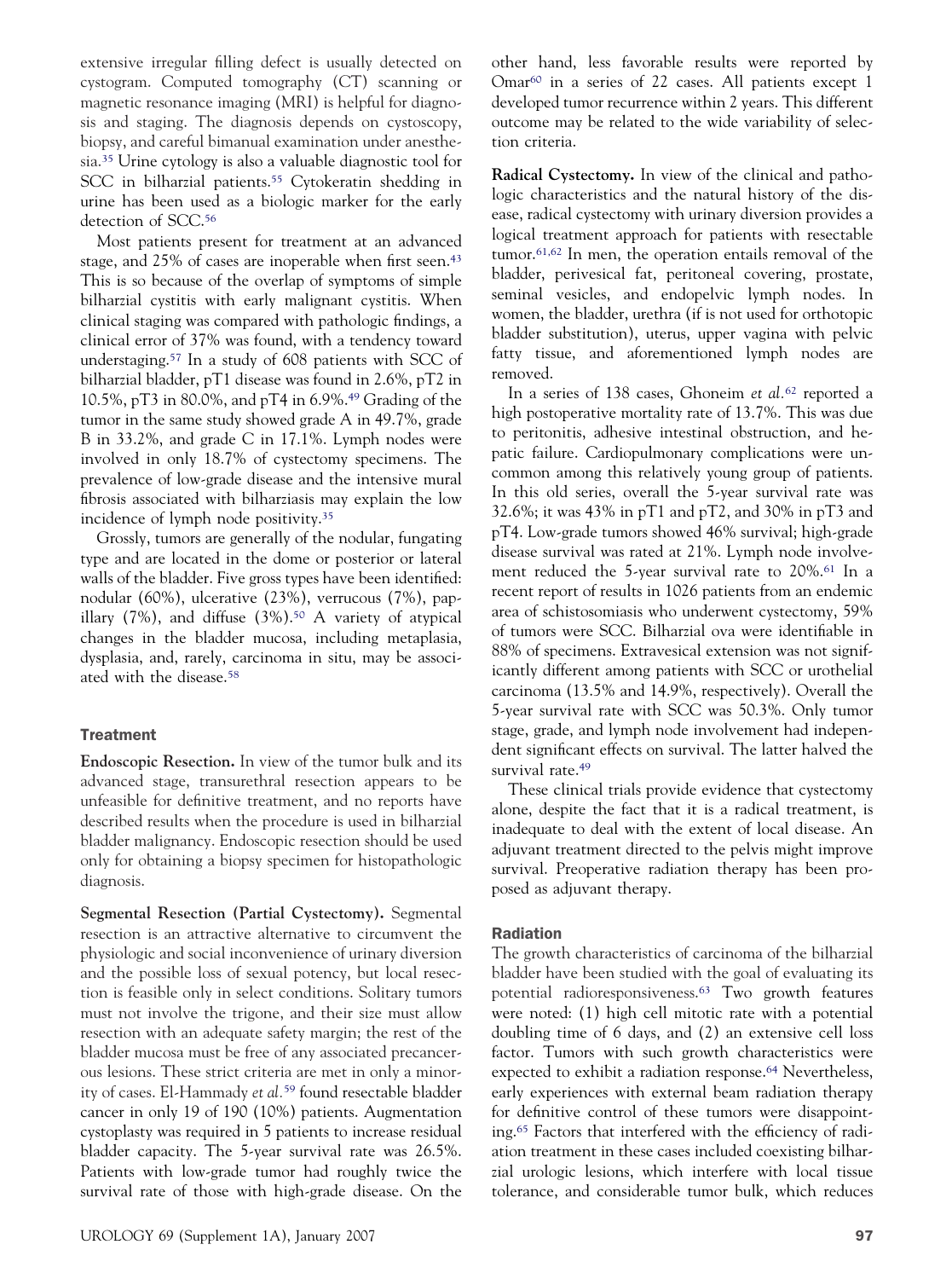extensive irregular filling defect is usually detected on cystogram. Computed tomography (CT) scanning or magnetic resonance imaging (MRI) is helpful for diagnosis and staging. The diagnosis depends on cystoscopy, biopsy, and careful bimanual examination under anesthesia.[35] Urine cytology is also a valuable diagnostic tool for SCC in bilharzial patients.[55] Cytokeratin shedding in urine has been used as a biologic marker for the early detection of SCC.[56]

Most patients present for treatment at an advanced stage, and 25% of cases are inoperable when first seen.[43] This is so because of the overlap of symptoms of simple bilharzial cystitis with early malignant cystitis. When clinical staging was compared with pathologic findings, a clinical error of 37% was found, with a tendency toward understaging.[57] In a study of 608 patients with SCC of bilharzial bladder, pT1 disease was found in 2.6%, pT2 in 10.5%, pT3 in 80.0%, and pT4 in 6.9%.[49] Grading of the tumor in the same study showed grade A in 49.7%, grade B in 33.2%, and grade C in 17.1%. Lymph nodes were involved in only 18.7% of cystectomy specimens. The prevalence of low-grade disease and the intensive mural fibrosis associated with bilharziasis may explain the low incidence of lymph node positivity.[35]

Grossly, tumors are generally of the nodular, fungating type and are located in the dome or posterior or lateral walls of the bladder. Five gross types have been identified: nodular (60%), ulcerative (23%), verrucous (7%), papillary (7%), and diffuse (3%).[50] A variety of atypical changes in the bladder mucosa, including metaplasia, dysplasia, and, rarely, carcinoma in situ, may be associated with the disease.[58]

### Treatment

**Endoscopic Resection.** In view of the tumor bulk and its advanced stage, transurethral resection appears to be unfeasible for definitive treatment, and no reports have described results when the procedure is used in bilharzial bladder malignancy. Endoscopic resection should be used only for obtaining a biopsy specimen for histopathologic diagnosis.

**Segmental Resection (Partial Cystectomy).** Segmental resection is an attractive alternative to circumvent the physiologic and social inconvenience of urinary diversion and the possible loss of sexual potency, but local resection is feasible only in select conditions. Solitary tumors must not involve the trigone, and their size must allow resection with an adequate safety margin; the rest of the bladder mucosa must be free of any associated precancerous lesions. These strict criteria are met in only a minority of cases. El-Hammady *et al.*[59] found resectable bladder cancer in only 19 of 190 (10%) patients. Augmentation cystoplasty was required in 5 patients to increase residual bladder capacity. The 5-year survival rate was 26.5%. Patients with low-grade tumor had roughly twice the survival rate of those with high-grade disease. On the other hand, less favorable results were reported by Omar[60] in a series of 22 cases. All patients except 1 developed tumor recurrence within 2 years. This different outcome may be related to the wide variability of selection criteria.

**Radical Cystectomy.** In view of the clinical and pathologic characteristics and the natural history of the disease, radical cystectomy with urinary diversion provides a logical treatment approach for patients with resectable tumor.[61,62] In men, the operation entails removal of the bladder, perivesical fat, peritoneal covering, prostate, seminal vesicles, and endopelvic lymph nodes. In women, the bladder, urethra (if is not used for orthotopic bladder substitution), uterus, upper vagina with pelvic fatty tissue, and aforementioned lymph nodes are removed.

In a series of 138 cases, Ghoneim *et al.*[62] reported a high postoperative mortality rate of 13.7%. This was due to peritonitis, adhesive intestinal obstruction, and hepatic failure. Cardiopulmonary complications were uncommon among this relatively young group of patients. In this old series, overall the 5-year survival rate was 32.6%; it was 43% in pT1 and pT2, and 30% in pT3 and pT4. Low-grade tumors showed 46% survival; high-grade disease survival was rated at 21%. Lymph node involvement reduced the 5-year survival rate to 20%.[61] In a recent report of results in 1026 patients from an endemic area of schistosomiasis who underwent cystectomy, 59% of tumors were SCC. Bilharzial ova were identifiable in 88% of specimens. Extravesical extension was not significantly different among patients with SCC or urothelial carcinoma (13.5% and 14.9%, respectively). Overall the 5-year survival rate with SCC was 50.3%. Only tumor stage, grade, and lymph node involvement had independent significant effects on survival. The latter halved the survival rate.[49]

These clinical trials provide evidence that cystectomy alone, despite the fact that it is a radical treatment, is inadequate to deal with the extent of local disease. An adjuvant treatment directed to the pelvis might improve survival. Preoperative radiation therapy has been proposed as adjuvant therapy.

### Radiation

The growth characteristics of carcinoma of the bilharzial bladder have been studied with the goal of evaluating its potential radioresponsiveness.[63] Two growth features were noted: (1) high cell mitotic rate with a potential doubling time of 6 days, and (2) an extensive cell loss factor. Tumors with such growth characteristics were expected to exhibit a radiation response.[64] Nevertheless, early experiences with external beam radiation therapy for definitive control of these tumors were disappointing.[65] Factors that interfered with the efficiency of radiation treatment in these cases included coexisting bilharzial urologic lesions, which interfere with local tissue tolerance, and considerable tumor bulk, which reduces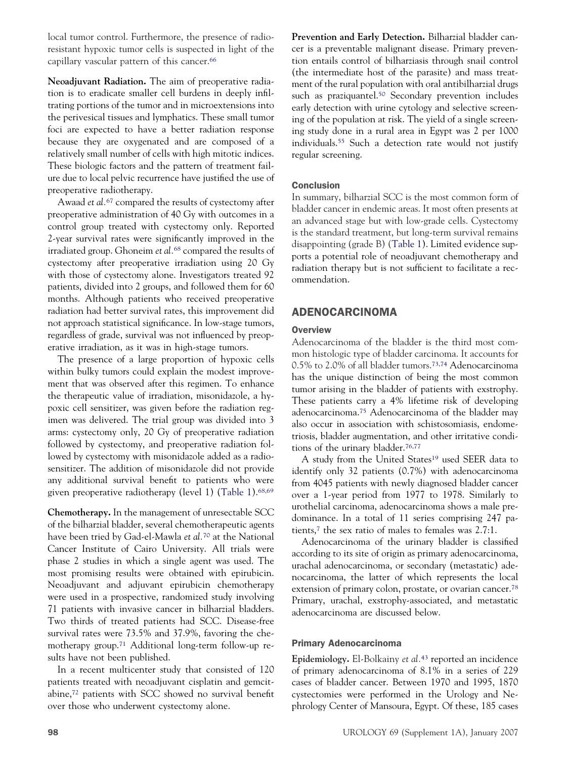local tumor control. Furthermore, the presence of radioresistant hypoxic tumor cells is suspected in light of the capillary vascular pattern of this cancer.[66]

**Neoadjuvant Radiation.** The aim of preoperative radiation is to eradicate smaller cell burdens in deeply infiltrating portions of the tumor and in microextensions into the perivesical tissues and lymphatics. These small tumor foci are expected to have a better radiation response because they are oxygenated and are composed of a relatively small number of cells with high mitotic indices. These biologic factors and the pattern of treatment failure due to local pelvic recurrence have justified the use of preoperative radiotherapy.

Awaad *et al.*[67] compared the results of cystectomy after preoperative administration of 40 Gy with outcomes in a control group treated with cystectomy only. Reported 2-year survival rates were significantly improved in the irradiated group. Ghoneim *et al.*[68] compared the results of cystectomy after preoperative irradiation using 20 Gy with those of cystectomy alone. Investigators treated 92 patients, divided into 2 groups, and followed them for 60 months. Although patients who received preoperative radiation had better survival rates, this improvement did not approach statistical significance. In low-stage tumors, regardless of grade, survival was not influenced by preoperative irradiation, as it was in high-stage tumors.

The presence of a large proportion of hypoxic cells within bulky tumors could explain the modest improvement that was observed after this regimen. To enhance the therapeutic value of irradiation, misonidazole, a hypoxic cell sensitizer, was given before the radiation regimen was delivered. The trial group was divided into 3 arms: cystectomy only, 20 Gy of preoperative radiation followed by cystectomy, and preoperative radiation followed by cystectomy with misonidazole added as a radiosensitizer. The addition of misonidazole did not provide any additional survival benefit to patients who were given preoperative radiotherapy (level 1) (Table 1).[68,69]

**Chemotherapy.** In the management of unresectable SCC of the bilharzial bladder, several chemotherapeutic agents have been tried by Gad-el-Mawla *et al.*[70] at the National Cancer Institute of Cairo University. All trials were phase 2 studies in which a single agent was used. The most promising results were obtained with epirubicin. Neoadjuvant and adjuvant epirubicin chemotherapy were used in a prospective, randomized study involving 71 patients with invasive cancer in bilharzial bladders. Two thirds of treated patients had SCC. Disease-free survival rates were 73.5% and 37.9%, favoring the chemotherapy group.[71] Additional long-term follow-up results have not been published.

In a recent multicenter study that consisted of 120 patients treated with neoadjuvant cisplatin and gemcitabine,[72] patients with SCC showed no survival benefit over those who underwent cystectomy alone.

**Prevention and Early Detection.** Bilharzial bladder cancer is a preventable malignant disease. Primary prevention entails control of bilharziasis through snail control (the intermediate host of the parasite) and mass treatment of the rural population with oral antibilharzial drugs such as praziquantel.[50] Secondary prevention includes early detection with urine cytology and selective screening of the population at risk. The yield of a single screening study done in a rural area in Egypt was 2 per 1000 individuals.[55] Such a detection rate would not justify regular screening.

### Conclusion

In summary, bilharzial SCC is the most common form of bladder cancer in endemic areas. It most often presents at an advanced stage but with low-grade cells. Cystectomy is the standard treatment, but long-term survival remains disappointing (grade B) (Table 1). Limited evidence supports a potential role of neoadjuvant chemotherapy and radiation therapy but is not sufficient to facilitate a recommendation.

## ADENOCARCINOMA

### Overview

Adenocarcinoma of the bladder is the third most common histologic type of bladder carcinoma. It accounts for 0.5% to 2.0% of all bladder tumors.[73,74] Adenocarcinoma has the unique distinction of being the most common tumor arising in the bladder of patients with exstrophy. These patients carry a 4% lifetime risk of developing adenocarcinoma.[75] Adenocarcinoma of the bladder may also occur in association with schistosomiasis, endometriosis, bladder augmentation, and other irritative conditions of the urinary bladder.[76,77]

A study from the United States[19] used SEER data to identify only 32 patients (0.7%) with adenocarcinoma from 4045 patients with newly diagnosed bladder cancer over a 1-year period from 1977 to 1978. Similarly to urothelial carcinoma, adenocarcinoma shows a male predominance. In a total of 11 series comprising 247 patients,[7] the sex ratio of males to females was 2.7:1.

Adenocarcinoma of the urinary bladder is classified according to its site of origin as primary adenocarcinoma, urachal adenocarcinoma, or secondary (metastatic) adenocarcinoma, the latter of which represents the local extension of primary colon, prostate, or ovarian cancer.[78] Primary, urachal, exstrophy-associated, and metastatic adenocarcinoma are discussed below.

### Primary Adenocarcinoma

**Epidemiology.** El-Bolkainy *et al.*[43] reported an incidence of primary adenocarcinoma of 8.1% in a series of 229 cases of bladder cancer. Between 1970 and 1995, 1870 cystectomies were performed in the Urology and Nephrology Center of Mansoura, Egypt. Of these, 185 cases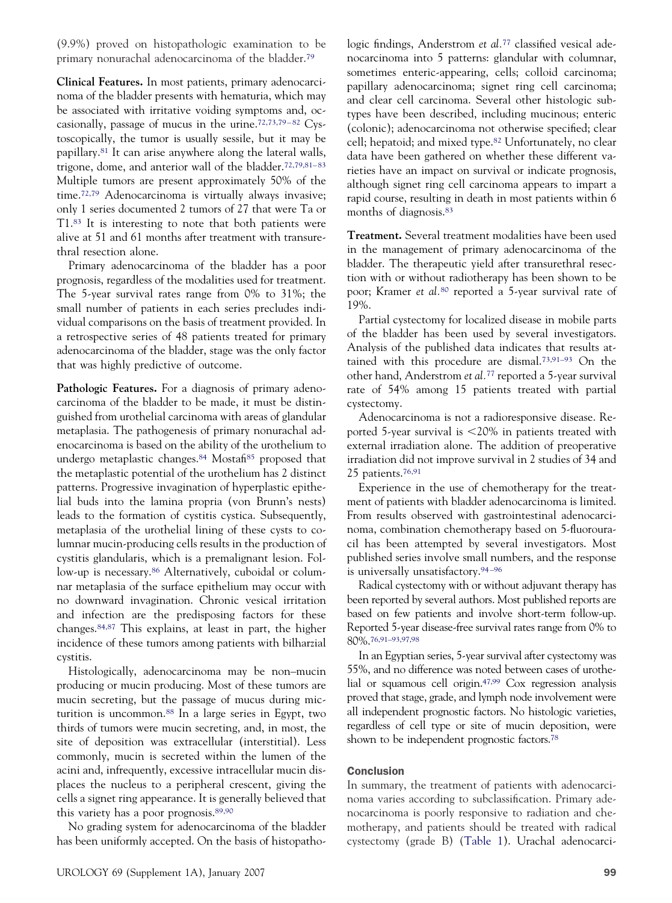(9.9%) proved on histopathologic examination to be primary nonurachal adenocarcinoma of the bladder.[79]

**Clinical Features.** In most patients, primary adenocarcinoma of the bladder presents with hematuria, which may be associated with irritative voiding symptoms and, occasionally, passage of mucus in the urine.[72,73,79–82] Cystoscopically, the tumor is usually sessile, but it may be papillary.[81] It can arise anywhere along the lateral walls, trigone, dome, and anterior wall of the bladder.[72,79,81–83] Multiple tumors are present approximately 50% of the time.[72,79] Adenocarcinoma is virtually always invasive; only 1 series documented 2 tumors of 27 that were Ta or T1.[83] It is interesting to note that both patients were alive at 51 and 61 months after treatment with transurethral resection alone.

Primary adenocarcinoma of the bladder has a poor prognosis, regardless of the modalities used for treatment. The 5-year survival rates range from 0% to 31%; the small number of patients in each series precludes individual comparisons on the basis of treatment provided. In a retrospective series of 48 patients treated for primary adenocarcinoma of the bladder, stage was the only factor that was highly predictive of outcome.

**Pathologic Features.** For a diagnosis of primary adenocarcinoma of the bladder to be made, it must be distinguished from urothelial carcinoma with areas of glandular metaplasia. The pathogenesis of primary nonurachal adenocarcinoma is based on the ability of the urothelium to undergo metaplastic changes.[84] Mostafi[85] proposed that the metaplastic potential of the urothelium has 2 distinct patterns. Progressive invagination of hyperplastic epithelial buds into the lamina propria (von Brunn's nests) leads to the formation of cystitis cystica. Subsequently, metaplasia of the urothelial lining of these cysts to columnar mucin-producing cells results in the production of cystitis glandularis, which is a premalignant lesion. Follow-up is necessary.[86] Alternatively, cuboidal or columnar metaplasia of the surface epithelium may occur with no downward invagination. Chronic vesical irritation and infection are the predisposing factors for these changes.[84,87] This explains, at least in part, the higher incidence of these tumors among patients with bilharzial cystitis.

Histologically, adenocarcinoma may be non–mucin producing or mucin producing. Most of these tumors are mucin secreting, but the passage of mucus during micturition is uncommon.[88] In a large series in Egypt, two thirds of tumors were mucin secreting, and, in most, the site of deposition was extracellular (interstitial). Less commonly, mucin is secreted within the lumen of the acini and, infrequently, excessive intracellular mucin displaces the nucleus to a peripheral crescent, giving the cells a signet ring appearance. It is generally believed that this variety has a poor prognosis.[89,90]

No grading system for adenocarcinoma of the bladder has been uniformly accepted. On the basis of histopathologic findings, Anderstrom *et al.*[77] classified vesical adenocarcinoma into 5 patterns: glandular with columnar, sometimes enteric-appearing, cells; colloid carcinoma; papillary adenocarcinoma; signet ring cell carcinoma; and clear cell carcinoma. Several other histologic subtypes have been described, including mucinous; enteric (colonic); adenocarcinoma not otherwise specified; clear cell; hepatoid; and mixed type.[82] Unfortunately, no clear data have been gathered on whether these different varieties have an impact on survival or indicate prognosis, although signet ring cell carcinoma appears to impart a rapid course, resulting in death in most patients within 6 months of diagnosis.[83]

**Treatment.** Several treatment modalities have been used in the management of primary adenocarcinoma of the bladder. The therapeutic yield after transurethral resection with or without radiotherapy has been shown to be poor; Kramer *et al.*[80] reported a 5-year survival rate of 19%.

Partial cystectomy for localized disease in mobile parts of the bladder has been used by several investigators. Analysis of the published data indicates that results attained with this procedure are dismal.[73,91–93] On the other hand, Anderstrom *et al.*[77] reported a 5-year survival rate of 54% among 15 patients treated with partial cystectomy.

Adenocarcinoma is not a radioresponsive disease. Reported 5-year survival is <20% in patients treated with external irradiation alone. The addition of preoperative irradiation did not improve survival in 2 studies of 34 and 25 patients.[76,91]

Experience in the use of chemotherapy for the treatment of patients with bladder adenocarcinoma is limited. From results observed with gastrointestinal adenocarcinoma, combination chemotherapy based on 5-fluorouracil has been attempted by several investigators. Most published series involve small numbers, and the response is universally unsatisfactory.[94–96]

Radical cystectomy with or without adjuvant therapy has been reported by several authors. Most published reports are based on few patients and involve short-term follow-up. Reported 5-year disease-free survival rates range from 0% to 80%.[76,91–93,97,98]

In an Egyptian series, 5-year survival after cystectomy was 55%, and no difference was noted between cases of urothelial or squamous cell origin.[47,99] Cox regression analysis proved that stage, grade, and lymph node involvement were all independent prognostic factors. No histologic varieties, regardless of cell type or site of mucin deposition, were shown to be independent prognostic factors.[78]

### Conclusion

In summary, the treatment of patients with adenocarcinoma varies according to subclassification. Primary adenocarcinoma is poorly responsive to radiation and chemotherapy, and patients should be treated with radical cystectomy (grade B) (Table 1). Urachal adenocarci-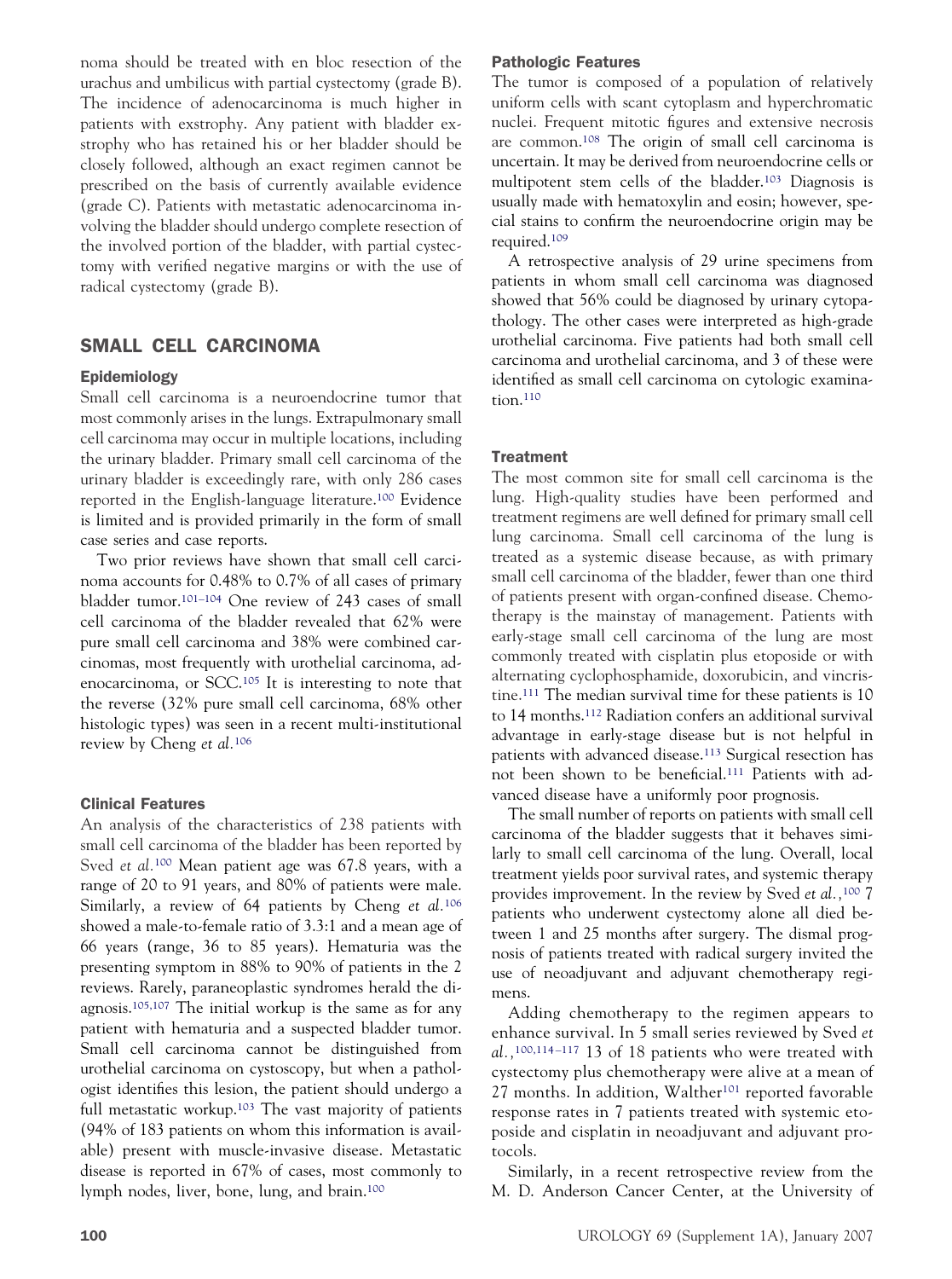noma should be treated with en bloc resection of the urachus and umbilicus with partial cystectomy (grade B). The incidence of adenocarcinoma is much higher in patients with exstrophy. Any patient with bladder exstrophy who has retained his or her bladder should be closely followed, although an exact regimen cannot be prescribed on the basis of currently available evidence (grade C). Patients with metastatic adenocarcinoma involving the bladder should undergo complete resection of the involved portion of the bladder, with partial cystectomy with verified negative margins or with the use of radical cystectomy (grade B).

## SMALL CELL CARCINOMA

### Epidemiology

Small cell carcinoma is a neuroendocrine tumor that most commonly arises in the lungs. Extrapulmonary small cell carcinoma may occur in multiple locations, including the urinary bladder. Primary small cell carcinoma of the urinary bladder is exceedingly rare, with only 286 cases reported in the English-language literature.[100] Evidence is limited and is provided primarily in the form of small case series and case reports.

Two prior reviews have shown that small cell carcinoma accounts for 0.48% to 0.7% of all cases of primary bladder tumor.[101–104] One review of 243 cases of small cell carcinoma of the bladder revealed that 62% were pure small cell carcinoma and 38% were combined carcinomas, most frequently with urothelial carcinoma, adenocarcinoma, or SCC.[105] It is interesting to note that the reverse (32% pure small cell carcinoma, 68% other histologic types) was seen in a recent multi-institutional review by Cheng *et al.*[106]

### Clinical Features

An analysis of the characteristics of 238 patients with small cell carcinoma of the bladder has been reported by Sved *et al.*[100] Mean patient age was 67.8 years, with a range of 20 to 91 years, and 80% of patients were male. Similarly, a review of 64 patients by Cheng *et al.*[106] showed a male-to-female ratio of 3.3:1 and a mean age of 66 years (range, 36 to 85 years). Hematuria was the presenting symptom in 88% to 90% of patients in the 2 reviews. Rarely, paraneoplastic syndromes herald the diagnosis.[105,107] The initial workup is the same as for any patient with hematuria and a suspected bladder tumor. Small cell carcinoma cannot be distinguished from urothelial carcinoma on cystoscopy, but when a pathologist identifies this lesion, the patient should undergo a full metastatic workup.[103] The vast majority of patients (94% of 183 patients on whom this information is available) present with muscle-invasive disease. Metastatic disease is reported in 67% of cases, most commonly to lymph nodes, liver, bone, lung, and brain.[100]

### Pathologic Features

The tumor is composed of a population of relatively uniform cells with scant cytoplasm and hyperchromatic nuclei. Frequent mitotic figures and extensive necrosis are common.[108] The origin of small cell carcinoma is uncertain. It may be derived from neuroendocrine cells or multipotent stem cells of the bladder.[103] Diagnosis is usually made with hematoxylin and eosin; however, special stains to confirm the neuroendocrine origin may be required.[109]

A retrospective analysis of 29 urine specimens from patients in whom small cell carcinoma was diagnosed showed that 56% could be diagnosed by urinary cytopathology. The other cases were interpreted as high-grade urothelial carcinoma. Five patients had both small cell carcinoma and urothelial carcinoma, and 3 of these were identified as small cell carcinoma on cytologic examination.[110]

### Treatment

The most common site for small cell carcinoma is the lung. High-quality studies have been performed and treatment regimens are well defined for primary small cell lung carcinoma. Small cell carcinoma of the lung is treated as a systemic disease because, as with primary small cell carcinoma of the bladder, fewer than one third of patients present with organ-confined disease. Chemotherapy is the mainstay of management. Patients with early-stage small cell carcinoma of the lung are most commonly treated with cisplatin plus etoposide or with alternating cyclophosphamide, doxorubicin, and vincristine.[111] The median survival time for these patients is 10 to 14 months.[112] Radiation confers an additional survival advantage in early-stage disease but is not helpful in patients with advanced disease.[113] Surgical resection has not been shown to be beneficial.[111] Patients with advanced disease have a uniformly poor prognosis.

The small number of reports on patients with small cell carcinoma of the bladder suggests that it behaves similarly to small cell carcinoma of the lung. Overall, local treatment yields poor survival rates, and systemic therapy provides improvement. In the review by Sved *et al.*,[100] 7 patients who underwent cystectomy alone all died between 1 and 25 months after surgery. The dismal prognosis of patients treated with radical surgery invited the use of neoadjuvant and adjuvant chemotherapy regimens.

Adding chemotherapy to the regimen appears to enhance survival. In 5 small series reviewed by Sved *et al.*,[100,114–117] 13 of 18 patients who were treated with cystectomy plus chemotherapy were alive at a mean of 27 months. In addition, Walther[101] reported favorable response rates in 7 patients treated with systemic etoposide and cisplatin in neoadjuvant and adjuvant protocols.

Similarly, in a recent retrospective review from the M. D. Anderson Cancer Center, at the University of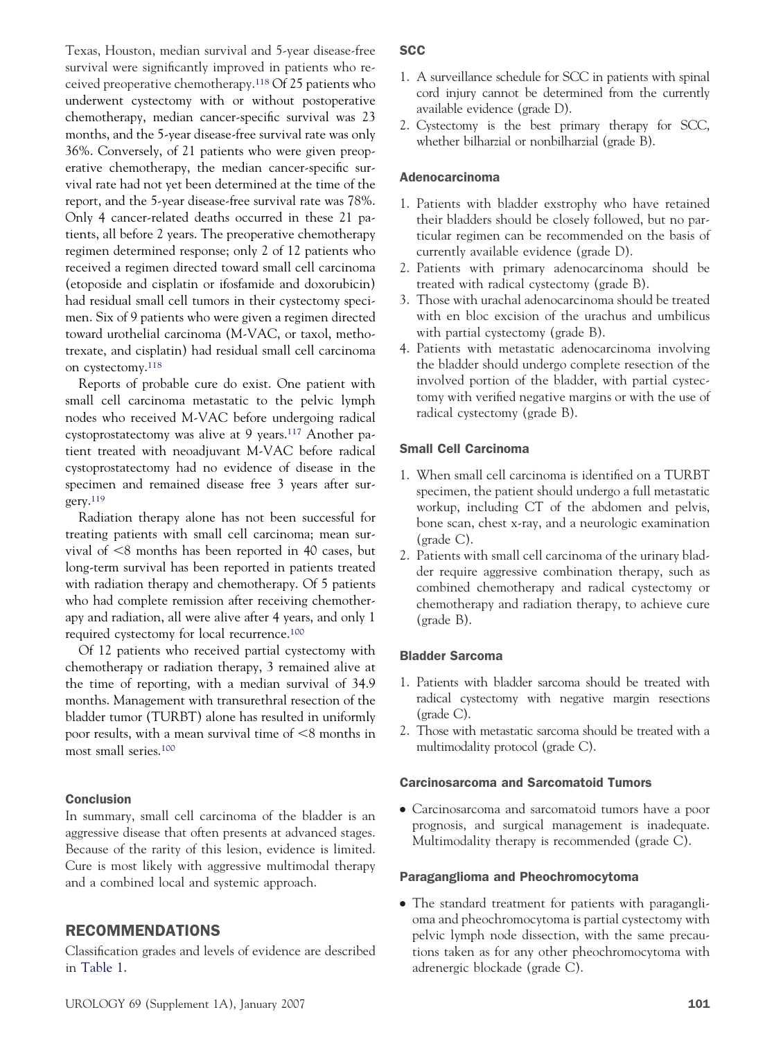Texas, Houston, median survival and 5-year disease-free survival were significantly improved in patients who received preoperative chemotherapy.[118] Of 25 patients who underwent cystectomy with or without postoperative chemotherapy, median cancer-specific survival was 23 months, and the 5-year disease-free survival rate was only 36%. Conversely, of 21 patients who were given preoperative chemotherapy, the median cancer-specific survival rate had not yet been determined at the time of the report, and the 5-year disease-free survival rate was 78%. Only 4 cancer-related deaths occurred in these 21 patients, all before 2 years. The preoperative chemotherapy regimen determined response; only 2 of 12 patients who received a regimen directed toward small cell carcinoma (etoposide and cisplatin or ifosfamide and doxorubicin) had residual small cell tumors in their cystectomy specimen. Six of 9 patients who were given a regimen directed toward urothelial carcinoma (M-VAC, or taxol, methotrexate, and cisplatin) had residual small cell carcinoma on cystectomy.[118]

Reports of probable cure do exist. One patient with small cell carcinoma metastatic to the pelvic lymph nodes who received M-VAC before undergoing radical cystoprostatectomy was alive at 9 years.[117] Another patient treated with neoadjuvant M-VAC before radical cystoprostatectomy had no evidence of disease in the specimen and remained disease free 3 years after surgery.[119]

Radiation therapy alone has not been successful for treating patients with small cell carcinoma; mean survival of <8 months has been reported in 40 cases, but long-term survival has been reported in patients treated with radiation therapy and chemotherapy. Of 5 patients who had complete remission after receiving chemotherapy and radiation, all were alive after 4 years, and only 1 required cystectomy for local recurrence.[100]

Of 12 patients who received partial cystectomy with chemotherapy or radiation therapy, 3 remained alive at the time of reporting, with a median survival of 34.9 months. Management with transurethral resection of the bladder tumor (TURBT) alone has resulted in uniformly poor results, with a mean survival time of <8 months in most small series.[100]

#### Conclusion

In summary, small cell carcinoma of the bladder is an aggressive disease that often presents at advanced stages. Because of the rarity of this lesion, evidence is limited. Cure is most likely with aggressive multimodal therapy and a combined local and systemic approach.

## RECOMMENDATIONS

Classification grades and levels of evidence are described in Table 1.

#### SCC

1. A surveillance schedule for SCC in patients with spinal cord injury cannot be determined from the currently available evidence (grade D).
2. Cystectomy is the best primary therapy for SCC, whether bilharzial or nonbilharzial (grade B).

#### Adenocarcinoma

1. Patients with bladder exstrophy who have retained their bladders should be closely followed, but no particular regimen can be recommended on the basis of currently available evidence (grade D).
2. Patients with primary adenocarcinoma should be treated with radical cystectomy (grade B).
3. Those with urachal adenocarcinoma should be treated with en bloc excision of the urachus and umbilicus with partial cystectomy (grade B).
4. Patients with metastatic adenocarcinoma involving the bladder should undergo complete resection of the involved portion of the bladder, with partial cystectomy with verified negative margins or with the use of radical cystectomy (grade B).

#### Small Cell Carcinoma

1. When small cell carcinoma is identified on a TURBT specimen, the patient should undergo a full metastatic workup, including CT of the abdomen and pelvis, bone scan, chest x-ray, and a neurologic examination (grade C).
2. Patients with small cell carcinoma of the urinary bladder require aggressive combination therapy, such as combined chemotherapy and radical cystectomy or chemotherapy and radiation therapy, to achieve cure (grade B).

#### Bladder Sarcoma

1. Patients with bladder sarcoma should be treated with radical cystectomy with negative margin resections (grade C).
2. Those with metastatic sarcoma should be treated with a multimodality protocol (grade C).

#### Carcinosarcoma and Sarcomatoid Tumors

- Carcinosarcoma and sarcomatoid tumors have a poor prognosis, and surgical management is inadequate. Multimodality therapy is recommended (grade C).

#### Paraganglioma and Pheochromocytoma

- The standard treatment for patients with paraganglioma and pheochromocytoma is partial cystectomy with pelvic lymph node dissection, with the same precautions taken as for any other pheochromocytoma with adrenergic blockade (grade C).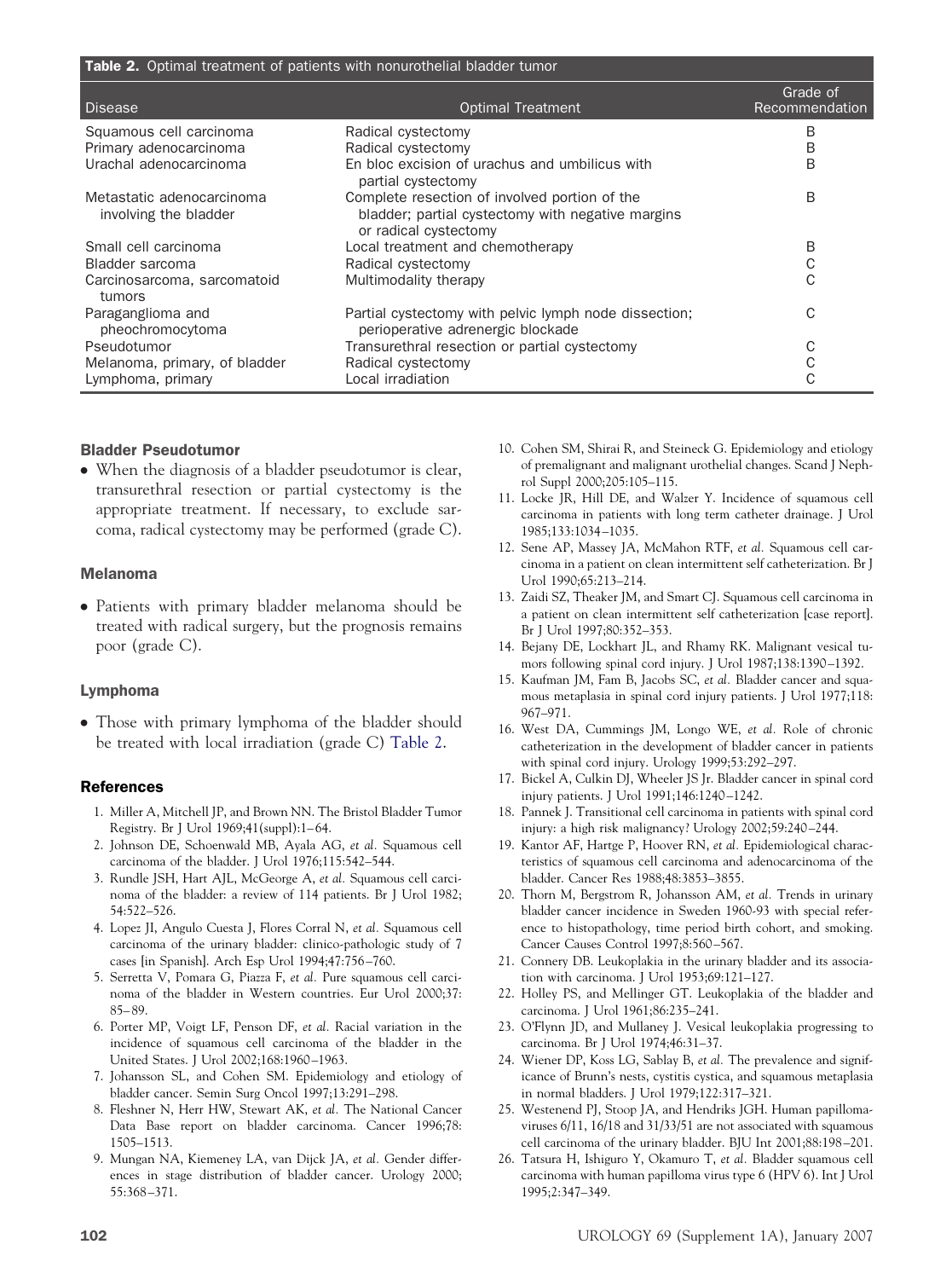**Table 2.** Optimal treatment of patients with nonurothelial bladder tumor

| Disease | Optimal Treatment | Grade of Recommendation |
|---|---|---|
| Squamous cell carcinoma | Radical cystectomy | B |
| Primary adenocarcinoma | Radical cystectomy | B |
| Urachal adenocarcinoma | En bloc excision of urachus and umbilicus with partial cystectomy | B |
| Metastatic adenocarcinoma involving the bladder | Complete resection of involved portion of the bladder; partial cystectomy with negative margins or radical cystectomy | B |
| Small cell carcinoma | Local treatment and chemotherapy | B |
| Bladder sarcoma | Radical cystectomy | C |
| Carcinosarcoma, sarcomatoid tumors | Multimodality therapy | C |
| Paraganglioma and pheochromocytoma | Partial cystectomy with pelvic lymph node dissection; perioperative adrenergic blockade | C |
| Pseudotumor | Transurethral resection or partial cystectomy | C |
| Melanoma, primary, of bladder | Radical cystectomy | C |
| Lymphoma, primary | Local irradiation | C |

### Bladder Pseudotumor

- When the diagnosis of a bladder pseudotumor is clear, transurethral resection or partial cystectomy is the appropriate treatment. If necessary, to exclude sarcoma, radical cystectomy may be performed (grade C).

### Melanoma

- Patients with primary bladder melanoma should be treated with radical surgery, but the prognosis remains poor (grade C).

### Lymphoma

- Those with primary lymphoma of the bladder should be treated with local irradiation (grade C) Table 2.

## References

1. Miller A, Mitchell JP, and Brown NN. The Bristol Bladder Tumor Registry. Br J Urol 1969;41(suppl):1–64.
2. Johnson DE, Schoenwald MB, Ayala AG, *et al*. Squamous cell carcinoma of the bladder. J Urol 1976;115:542–544.
3. Rundle JSH, Hart AJL, McGeorge A, *et al.* Squamous cell carcinoma of the bladder: a review of 114 patients. Br J Urol 1982; 54:522–526.
4. Lopez JI, Angulo Cuesta J, Flores Corral N, *et al.* Squamous cell carcinoma of the urinary bladder: clinico-pathologic study of 7 cases [in Spanish]. Arch Esp Urol 1994;47:756–760.
5. Serretta V, Pomara G, Piazza F, *et al.* Pure squamous cell carcinoma of the bladder in Western countries. Eur Urol 2000;37: 85–89.
6. Porter MP, Voigt LF, Penson DF, *et al.* Racial variation in the incidence of squamous cell carcinoma of the bladder in the United States. J Urol 2002;168:1960–1963.
7. Johansson SL, and Cohen SM. Epidemiology and etiology of bladder cancer. Semin Surg Oncol 1997;13:291–298.
8. Fleshner N, Herr HW, Stewart AK, *et al.* The National Cancer Data Base report on bladder carcinoma. Cancer 1996;78: 1505–1513.
9. Mungan NA, Kiemeney LA, van Dijck JA, *et al.* Gender differences in stage distribution of bladder cancer. Urology 2000; 55:368–371.
10. Cohen SM, Shirai R, and Steineck G. Epidemiology and etiology of premalignant and malignant urothelial changes. Scand J Nephrol Suppl 2000;205:105–115.
11. Locke JR, Hill DE, and Walzer Y. Incidence of squamous cell carcinoma in patients with long term catheter drainage. J Urol 1985;133:1034–1035.
12. Sene AP, Massey JA, McMahon RTF, *et al.* Squamous cell carcinoma in a patient on clean intermittent self catheterization. Br J Urol 1990;65:213–214.
13. Zaidi SZ, Theaker JM, and Smart CJ. Squamous cell carcinoma in a patient on clean intermittent self catheterization [case report]. Br J Urol 1997;80:352–353.
14. Bejany DE, Lockhart JL, and Rhamy RK. Malignant vesical tumors following spinal cord injury. J Urol 1987;138:1390–1392.
15. Kaufman JM, Fam B, Jacobs SC, *et al.* Bladder cancer and squamous metaplasia in spinal cord injury patients. J Urol 1977;118: 967–971.
16. West DA, Cummings JM, Longo WE, *et al.* Role of chronic catheterization in the development of bladder cancer in patients with spinal cord injury. Urology 1999;53:292–297.
17. Bickel A, Culkin DJ, Wheeler JS Jr. Bladder cancer in spinal cord injury patients. J Urol 1991;146:1240–1242.
18. Pannek J. Transitional cell carcinoma in patients with spinal cord injury: a high risk malignancy? Urology 2002;59:240–244.
19. Kantor AF, Hartge P, Hoover RN, *et al.* Epidemiological characteristics of squamous cell carcinoma and adenocarcinoma of the bladder. Cancer Res 1988;48:3853–3855.
20. Thorn M, Bergstrom R, Johansson AM, *et al.* Trends in urinary bladder cancer incidence in Sweden 1960-93 with special reference to histopathology, time period birth cohort, and smoking. Cancer Causes Control 1997;8:560–567.
21. Connery DB. Leukoplakia in the urinary bladder and its association with carcinoma. J Urol 1953;69:121–127.
22. Holley PS, and Mellinger GT. Leukoplakia of the bladder and carcinoma. J Urol 1961;86:235–241.
23. O'Flynn JD, and Mullaney J. Vesical leukoplakia progressing to carcinoma. Br J Urol 1974;46:31–37.
24. Wiener DP, Koss LG, Sablay B, *et al.* The prevalence and significance of Brunn's nests, cystitis cystica, and squamous metaplasia in normal bladders. J Urol 1979;122:317–321.
25. Westenend PJ, Stoop JA, and Hendriks JGH. Human papillomaviruses 6/11, 16/18 and 31/33/51 are not associated with squamous cell carcinoma of the urinary bladder. BJU Int 2001;88:198–201.
26. Tatsura H, Ishiguro Y, Okamuro T, *et al.* Bladder squamous cell carcinoma with human papilloma virus type 6 (HPV 6). Int J Urol 1995;2:347–349.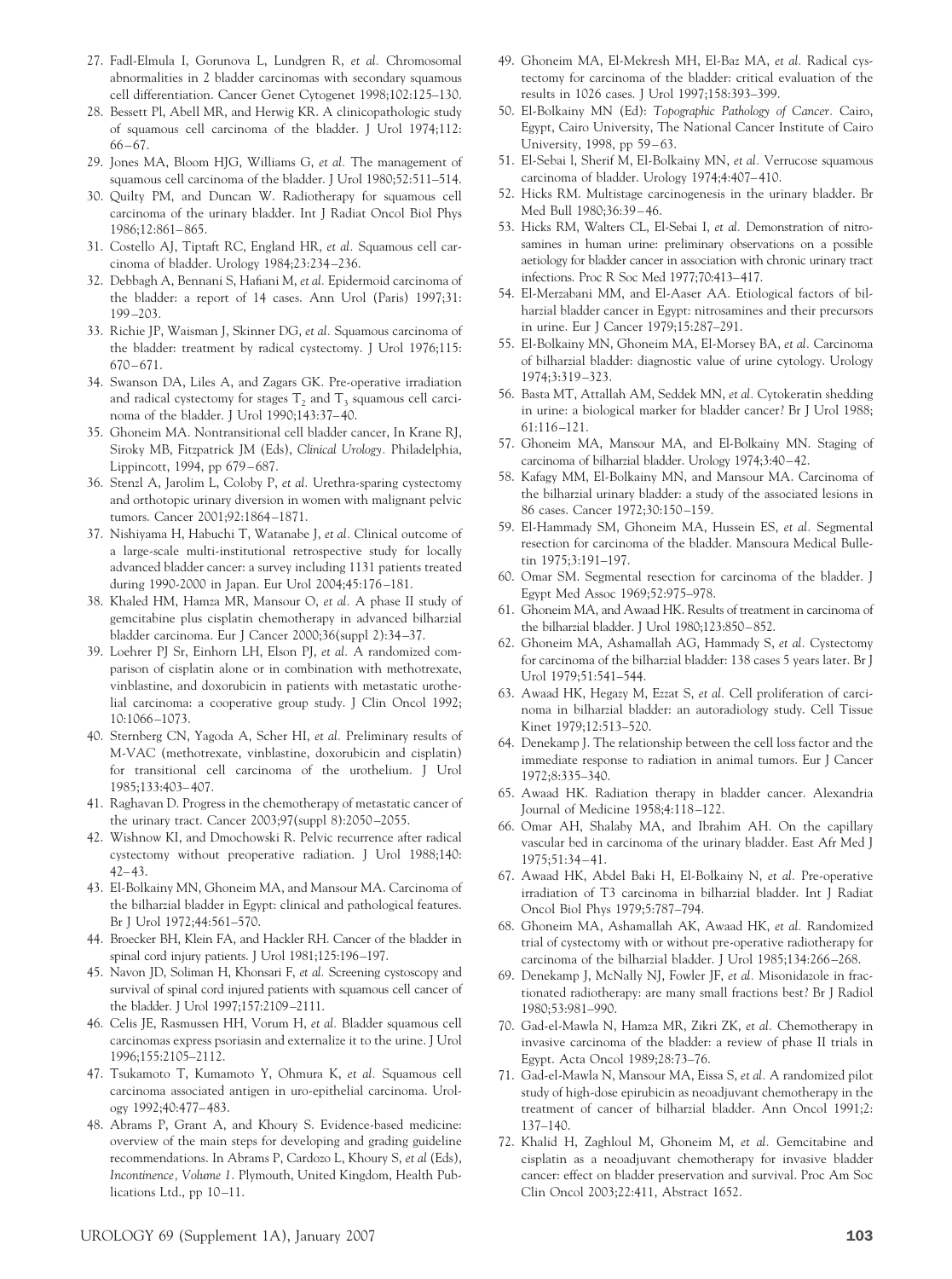27. Fadl-Elmula I, Gorunova L, Lundgren R, *et al.* Chromosomal abnormalities in 2 bladder carcinomas with secondary squamous cell differentiation. Cancer Genet Cytogenet 1998;102:125–130.
28. Bessett Pl, Abell MR, and Herwig KR. A clinicopathologic study of squamous cell carcinoma of the bladder. J Urol 1974;112: 66–67.
29. Jones MA, Bloom HJG, Williams G, *et al.* The management of squamous cell carcinoma of the bladder. J Urol 1980;52:511–514.
30. Quilty PM, and Duncan W. Radiotherapy for squamous cell carcinoma of the urinary bladder. Int J Radiat Oncol Biol Phys 1986;12:861–865.
31. Costello AJ, Tiptaft RC, England HR, *et al.* Squamous cell carcinoma of bladder. Urology 1984;23:234–236.
32. Debbagh A, Bennani S, Hafiani M, *et al.* Epidermoid carcinoma of the bladder: a report of 14 cases. Ann Urol (Paris) 1997;31: 199–203.
33. Richie JP, Waisman J, Skinner DG, *et al.* Squamous carcinoma of the bladder: treatment by radical cystectomy. J Urol 1976;115: 670–671.
34. Swanson DA, Liles A, and Zagars GK. Pre-operative irradiation and radical cystectomy for stages $T_2$ and $T_3$ squamous cell carcinoma of the bladder. J Urol 1990;143:37–40.
35. Ghoneim MA. Nontransitional cell bladder cancer, In Krane RJ, Siroky MB, Fitzpatrick JM (Eds), *Clinical Urology*. Philadelphia, Lippincott, 1994, pp 679–687.
36. Stenzl A, Jarolim L, Coloby P, *et al.* Urethra-sparing cystectomy and orthotopic urinary diversion in women with malignant pelvic tumors. Cancer 2001;92:1864–1871.
37. Nishiyama H, Habuchi T, Watanabe J, *et al.* Clinical outcome of a large-scale multi-institutional retrospective study for locally advanced bladder cancer: a survey including 1131 patients treated during 1990-2000 in Japan. Eur Urol 2004;45:176–181.
38. Khaled HM, Hamza MR, Mansour O, *et al.* A phase II study of gemcitabine plus cisplatin chemotherapy in advanced bilharzial bladder carcinoma. Eur J Cancer 2000;36(suppl 2):34–37.
39. Loehrer PJ Sr, Einhorn LH, Elson PJ, *et al.* A randomized comparison of cisplatin alone or in combination with methotrexate, vinblastine, and doxorubicin in patients with metastatic urothelial carcinoma: a cooperative group study. J Clin Oncol 1992; 10:1066–1073.
40. Sternberg CN, Yagoda A, Scher HI, *et al.* Preliminary results of M-VAC (methotrexate, vinblastine, doxorubicin and cisplatin) for transitional cell carcinoma of the urothelium. J Urol 1985;133:403–407.
41. Raghavan D. Progress in the chemotherapy of metastatic cancer of the urinary tract. Cancer 2003;97(suppl 8):2050–2055.
42. Wishnow KI, and Dmochowski R. Pelvic recurrence after radical cystectomy without preoperative radiation. J Urol 1988;140: 42–43.
43. El-Bolkainy MN, Ghoneim MA, and Mansour MA. Carcinoma of the bilharzial bladder in Egypt: clinical and pathological features. Br J Urol 1972;44:561–570.
44. Broecker BH, Klein FA, and Hackler RH. Cancer of the bladder in spinal cord injury patients. J Urol 1981;125:196–197.
45. Navon JD, Soliman H, Khonsari F, *et al.* Screening cystoscopy and survival of spinal cord injured patients with squamous cell cancer of the bladder. J Urol 1997;157:2109–2111.
46. Celis JE, Rasmussen HH, Vorum H, *et al.* Bladder squamous cell carcinomas express psoriasin and externalize it to the urine. J Urol 1996;155:2105–2112.
47. Tsukamoto T, Kumamoto Y, Ohmura K, *et al.* Squamous cell carcinoma associated antigen in uro-epithelial carcinoma. Urology 1992;40:477–483.
48. Abrams P, Grant A, and Khoury S. Evidence-based medicine: overview of the main steps for developing and grading guideline recommendations. In Abrams P, Cardozo L, Khoury S, *et al* (Eds), *Incontinence, Volume 1*. Plymouth, United Kingdom, Health Publications Ltd., pp 10–11.
49. Ghoneim MA, El-Mekresh MH, El-Baz MA, *et al.* Radical cystectomy for carcinoma of the bladder: critical evaluation of the results in 1026 cases. J Urol 1997;158:393–399.
50. El-Bolkainy MN (Ed): *Topographic Pathology of Cancer*. Cairo, Egypt, Cairo University, The National Cancer Institute of Cairo University, 1998, pp 59–63.
51. El-Sebai I, Sherif M, El-Bolkainy MN, *et al.* Verrucose squamous carcinoma of bladder. Urology 1974;4:407–410.
52. Hicks RM. Multistage carcinogenesis in the urinary bladder. Br Med Bull 1980;36:39–46.
53. Hicks RM, Walters CL, El-Sebai I, *et al.* Demonstration of nitrosamines in human urine: preliminary observations on a possible aetiology for bladder cancer in association with chronic urinary tract infections. Proc R Soc Med 1977;70:413–417.
54. El-Merzabani MM, and El-Aaser AA. Etiological factors of bilharzial bladder cancer in Egypt: nitrosamines and their precursors in urine. Eur J Cancer 1979;15:287–291.
55. El-Bolkainy MN, Ghoneim MA, El-Morsey BA, *et al.* Carcinoma of bilharzial bladder: diagnostic value of urine cytology. Urology 1974;3:319–323.
56. Basta MT, Attallah AM, Seddek MN, *et al.* Cytokeratin shedding in urine: a biological marker for bladder cancer? Br J Urol 1988; 61:116–121.
57. Ghoneim MA, Mansour MA, and El-Bolkainy MN. Staging of carcinoma of bilharzial bladder. Urology 1974;3:40–42.
58. Kafagy MM, El-Bolkainy MN, and Mansour MA. Carcinoma of the bilharzial urinary bladder: a study of the associated lesions in 86 cases. Cancer 1972;30:150–159.
59. El-Hammady SM, Ghoneim MA, Hussein ES, *et al.* Segmental resection for carcinoma of the bladder. Mansoura Medical Bulletin 1975;3:191–197.
60. Omar SM. Segmental resection for carcinoma of the bladder. J Egypt Med Assoc 1969;52:975–978.
61. Ghoneim MA, and Awaad HK. Results of treatment in carcinoma of the bilharzial bladder. J Urol 1980;123:850–852.
62. Ghoneim MA, Ashamallah AG, Hammady S, *et al.* Cystectomy for carcinoma of the bilharzial bladder: 138 cases 5 years later. Br J Urol 1979;51:541–544.
63. Awaad HK, Hegazy M, Ezzat S, *et al.* Cell proliferation of carcinoma in bilharzial bladder: an autoradiology study. Cell Tissue Kinet 1979;12:513–520.
64. Denekamp J. The relationship between the cell loss factor and the immediate response to radiation in animal tumors. Eur J Cancer 1972;8:335–340.
65. Awaad HK. Radiation therapy in bladder cancer. Alexandria Journal of Medicine 1958;4:118–122.
66. Omar AH, Shalaby MA, and Ibrahim AH. On the capillary vascular bed in carcinoma of the urinary bladder. East Afr Med J 1975;51:34–41.
67. Awaad HK, Abdel Baki H, El-Bolkainy N, *et al.* Pre-operative irradiation of T3 carcinoma in bilharzial bladder. Int J Radiat Oncol Biol Phys 1979;5:787–794.
68. Ghoneim MA, Ashamallah AK, Awaad HK, *et al.* Randomized trial of cystectomy with or without pre-operative radiotherapy for carcinoma of the bilharzial bladder. J Urol 1985;134:266–268.
69. Denekamp J, McNally NJ, Fowler JF, *et al.* Misonidazole in fractionated radiotherapy: are many small fractions best? Br J Radiol 1980;53:981–990.
70. Gad-el-Mawla N, Hamza MR, Zikri ZK, *et al.* Chemotherapy in invasive carcinoma of the bladder: a review of phase II trials in Egypt. Acta Oncol 1989;28:73–76.
71. Gad-el-Mawla N, Mansour MA, Eissa S, *et al.* A randomized pilot study of high-dose epirubicin as neoadjuvant chemotherapy in the treatment of cancer of bilharzial bladder. Ann Oncol 1991;2: 137–140.
72. Khalid H, Zaghloul M, Ghoneim M, *et al.* Gemcitabine and cisplatin as a neoadjuvant chemotherapy for invasive bladder cancer: effect on bladder preservation and survival. Proc Am Soc Clin Oncol 2003;22:411, Abstract 1652.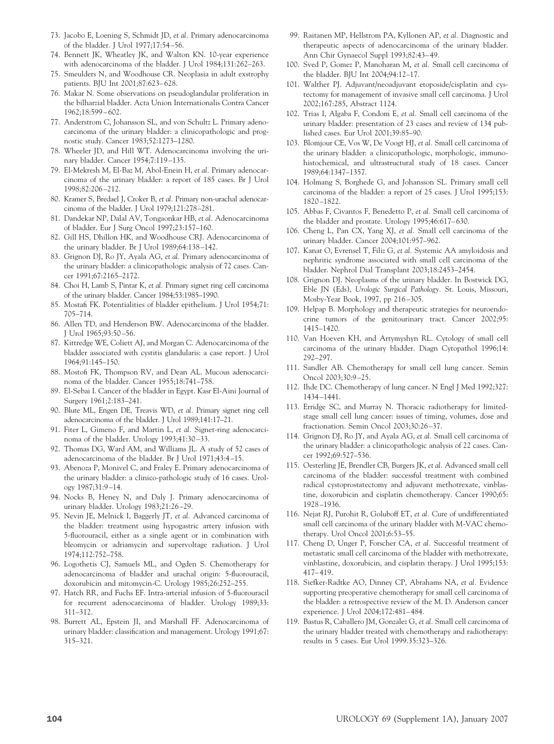73. Jacobo E, Loening S, Schmidt JD, *et al.* Primary adenocarcinoma of the bladder. J Urol 1977;17:54–56.
74. Bennett JK, Wheatley JK, and Walton KN. 10-year experience with adenocarcinoma of the bladder. J Urol 1984;131:262–263.
75. Smeulders N, and Woodhouse CR. Neoplasia in adult exstrophy patients. BJU Int 2001;87:623–628.
76. Makar N. Some observations on pseudoglandular proliferation in the bilharzial bladder. Acta Union Internationalis Contra Cancer 1962;18:599–602.
77. Anderstrom C, Johansson SL, and von Schultz L. Primary adenocarcinoma of the urinary bladder: a clinicopathologic and prognostic study. Cancer 1983;52:1273–1280.
78. Wheeler JD, and Hill WT. Adenocarcinoma involving the urinary bladder. Cancer 1954;7:119–135.
79. El-Mekresh M, El-Baz M, Abol-Enein H, *et al.* Primary adenocarcinoma of the urinary bladder: a report of 185 cases. Br J Urol 1998;82:206–212.
80. Kramer S, Bredael J, Croker B, *et al.* Primary non-urachal adenocarcinoma of the bladder. J Urol 1979;121:278–281.
81. Dandekar NP, Dalal AV, Tongaonkar HB, *et al.* Adenocarcinoma of bladder. Eur J Surg Oncol 1997;23:157–160.
82. Gill HS, Dhillon HK, and Woodhouse CRJ. Adenocarcinoma of the urinary bladder. Br J Urol 1989;64:138–142.
83. Grignon DJ, Ro JY, Ayala AG, *et al.* Primary adenocarcinoma of the urinary bladder: a clinicopathologic analysis of 72 cases. Cancer 1991;67:2165–2172.
84. Choi H, Lamb S, Pintar K, *et al.* Primary signet ring cell carcinoma of the urinary bladder. Cancer 1984;53:1985–1990.
85. Mostafi FK. Potentialities of bladder epithelium. J Urol 1954;71: 705–714.
86. Allen TD, and Henderson BW. Adenocarcinoma of the bladder. J Urol 1965;93:50–56.
87. Kittredge WE, Collett AJ, and Morgan C. Adenocarcinoma of the bladder associated with cystitis glandularis: a case report. J Urol 1964;91:145–150.
88. Mostofi FK, Thompson RV, and Dean AL. Mucous adenocarcinoma of the bladder. Cancer 1955;18:741–758.
89. El-Sebai I. Cancer of the bladder in Egypt. Kasr El-Aini Journal of Surgery 1961;2:183–241.
90. Blute ML, Engen DE, Treavis WD, *et al.* Primary signet ring cell adenocarcinoma of the bladder. J Urol 1989;141:17–21.
91. Fiter L, Gimeno F, and Martin L, *et al.* Signet-ring adenocarcinoma of the bladder. Urology 1993;41:30–33.
92. Thomas DG, Ward AM, and Williams JL. A study of 52 cases of adenocarcinoma of the bladder. Br J Urol 1971;43:4–15.
93. Abenoza P, Monivel C, and Fraley E. Primary adenocarcinoma of the urinary bladder: a clinico-pathologic study of 16 cases. Urology 1987;31:9–14.
94. Nocks B, Heney N, and Daly J. Primary adenocarcinoma of urinary bladder. Urology 1983;21:26–29.
95. Nevin JE, Melnick I, Baggerly JT, *et al.* Advanced carcinoma of the bladder: treatment using hypogastric artery infusion with 5-fluorouracil, either as a single agent or in combination with bleomycin or adriamycin and supervoltage radiation. J Urol 1974;112:752–758.
96. Logothetis CJ, Samuels ML, and Ogden S. Chemotherapy for adenocarcinoma of bladder and urachal origin: 5-fluorouracil, doxorubicin and mitomycin-C. Urology 1985;26:252–255.
97. Hatch RR, and Fuchs EF. Intra-arterial infusion of 5-fluorouracil for recurrent adenocarcinoma of bladder. Urology 1989;33: 311–312.
98. Burrett AL, Epstein JI, and Marshall FF. Adenocarcinoma of urinary bladder: classification and management. Urology 1991;67: 315–321.
99. Raitanen MP, Hellstrom PA, Kyllonen AP, *et al.* Diagnostic and therapeutic aspects of adenocarcinoma of the urinary bladder. Ann Chir Gynaecol Suppl 1993;82:43–49.
100. Sved P, Gomez P, Manoharan M, *et al.* Small cell carcinoma of the bladder. BJU Int 2004;94:12–17.
101. Walther PJ. Adjuvant/neoadjuvant etoposide/cisplatin and cystectomy for management of invasive small cell carcinoma. J Urol 2002;167:285, Abstract 1124.
102. Trias I, Algaba F, Condom E, *et al.* Small cell carcinoma of the urinary bladder: presentation of 23 cases and review of 134 published cases. Eur Urol 2001;39:85–90.
103. Blomjour CE, Vos W, De Voogt HJ, *et al.* Small cell carcinoma of the urinary bladder: a clinicopathologic, morphologic, immunohistochemical, and ultrastructural study of 18 cases. Cancer 1989;64:1347–1357.
104. Holmang S, Borghede G, and Johansson SL. Primary small cell carcinoma of the bladder: a report of 25 cases. J Urol 1995;153: 1820–1822.
105. Abbas F, Civantos F, Benedetto P, *et al.* Small cell carcinoma of the bladder and prostate. Urology 1995;46:617–630.
106. Cheng L, Pan CX, Yang XJ, *et al.* Small cell carcinoma of the urinary bladder. Cancer 2004;101:957–962.
107. Kanat O, Evrensel T, Filiz G, *et al.* Systemic AA amyloidosis and nephritic syndrome associated with small cell carcinoma of the bladder. Nephrol Dial Transplant 2003;18:2453–2454.
108. Grignon DJ. Neoplasms of the urinary bladder. In Bostwick DG, Eble JN (Eds), *Urologic Surgical Pathology*. St. Louis, Missouri, Mosby-Year Book, 1997, pp 216–305.
109. Helpap B. Morphology and therapeutic strategies for neuroendocrine tumors of the genitourinary tract. Cancer 2002;95: 1415–1420.
110. Van Hoeven KH, and Artymyshyn RL. Cytology of small cell carcinoma of the urinary bladder. Diagn Cytopathol 1996;14: 292–297.
111. Sandler AB. Chemotherapy for small cell lung cancer. Semin Oncol 2003;30:9–25.
112. Ihde DC. Chemotherapy of lung cancer. N Engl J Med 1992;327: 1434–1441.
113. Erridge SC, and Murray N. Thoracic radiotherapy for limited-stage small cell lung cancer: issues of timing, volumes, dose and fractionation. Semin Oncol 2003;30:26–37.
114. Grignon DJ, Ro JY, and Ayala AG, *et al.* Small cell carcinoma of the urinary bladder: a clinicopathologic analysis of 22 cases. Cancer 1992;69:527–536.
115. Oesterling JE, Brendler CB, Burgers JK, *et al.* Advanced small cell carcinoma of the bladder: successful treatment with combined radical cystoprostatectomy and adjuvant methotrexate, vinblastine, doxorubicin and cisplatin chemotherapy. Cancer 1990;65: 1928–1936.
116. Nejat RJ, Purohit R, Goluboff ET, *et al.* Cure of undifferentiated small cell carcinoma of the urinary bladder with M-VAC chemotherapy. Urol Oncol 2001;6:53–55.
117. Cheng D, Unger P, Forscher CA, *et al.* Successful treatment of metastatic small cell carcinoma of the bladder with methotrexate, vinblastine, doxorubicin, and cisplatin therapy. J Urol 1995;153: 417–419.
118. Siefker-Radtke AO, Dinney CP, Abrahams NA, *et al.* Evidence supporting preoperative chemotherapy for small cell carcinoma of the bladder: a retrospective review of the M. D. Anderson cancer experience. J Urol 2004;172:481–484.
119. Bastus R, Caballero JM, Gonzalez G, *et al.* Small cell carcinoma of the urinary bladder treated with chemotherapy and radiotherapy: results in 5 cases. Eur Urol 1999.35:323–326.